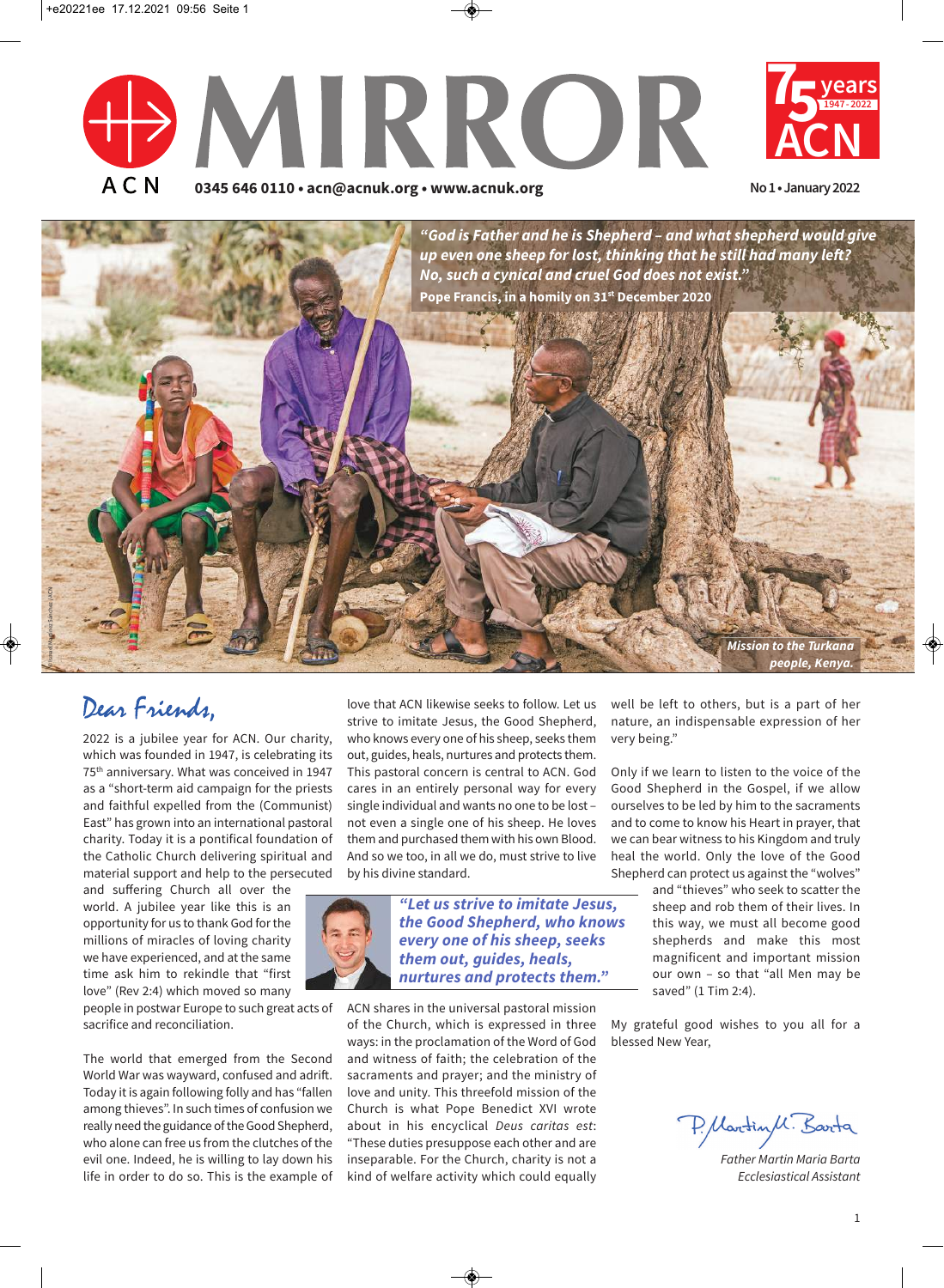# MIRROR

ACN

0345 646 0110 • acn@acnuk.org • www.acnuk.org

75 years 1947 - 2022 ACN

No 1 • January 2022

*"God is Father and he is Shepherd – and what shepherd would give up even one sheep for lost, thinking that he still had many left? No, such a cynical and cruel God does not exist."*

**Pope Francis, in a homily on 31st December 2020**

*Mission to the Turkana people, Kenya.*

## Dear Friends,

2022 is a jubilee year for ACN. Our charity, which was founded in 1947, is celebrating its 75th anniversary. What was conceived in 1947 as a "short-term aid campaign for the priests and faithful expelled from the (Communist) East" has grown into an international pastoral charity. Today it is a pontifical foundation of the Catholic Church delivering spiritual and material support and help to the persecuted and suffering Church all over the world. A jubilee year like this is an opportunity for us to thank God for the millions of miracles of loving charity we have experienced, and at the same time ask him to rekindle that "first love" (Rev 2:4) which moved so many people in postwar Europe to such great acts of sacrifice and reconciliation.

The world that emerged from the Second World War was wayward, confused and adrift. Today it is again following folly and has "fallen among thieves". In such times of confusion we really need the guidance of the Good Shepherd, who alone can free us from the clutches of the evil one. Indeed, he is willing to lay down his life in order to do so. This is the example of love that ACN likewise seeks to follow. Let us strive to imitate Jesus, the Good Shepherd, who knows every one of his sheep, seeks them out, guides, heals, nurtures and protects them. This pastoral concern is central to ACN. God cares in an entirely personal way for every single individual and wants no one to be lost – not even a single one of his sheep. He loves them and purchased them with his own Blood. And so we too, in all we do, must strive to live by his divine standard.

> ***"Let us strive to imitate Jesus, the Good Shepherd, who knows every one of his sheep, seeks them out, guides, heals, nurtures and protects them."***

ACN shares in the universal pastoral mission of the Church, which is expressed in three ways: in the proclamation of the Word of God and witness of faith; the celebration of the sacraments and prayer; and the ministry of love and unity. This threefold mission of the Church is what Pope Benedict XVI wrote about in his encyclical *Deus caritas est*: "These duties presuppose each other and are inseparable. For the Church, charity is not a kind of welfare activity which could equally well be left to others, but is a part of her nature, an indispensable expression of her very being."

Only if we learn to listen to the voice of the Good Shepherd in the Gospel, if we allow ourselves to be led by him to the sacraments and to come to know his Heart in prayer, that we can bear witness to his Kingdom and truly heal the world. Only the love of the Good Shepherd can protect us against the "wolves" and "thieves" who seek to scatter the sheep and rob them of their lives. In this way, we must all become good shepherds and make this most magnificent and important mission our own – so that "all Men may be saved" (1 Tim 2:4).

My grateful good wishes to you all for a blessed New Year,

*Father Martin Maria Barta*
*Ecclesiastical Assistant*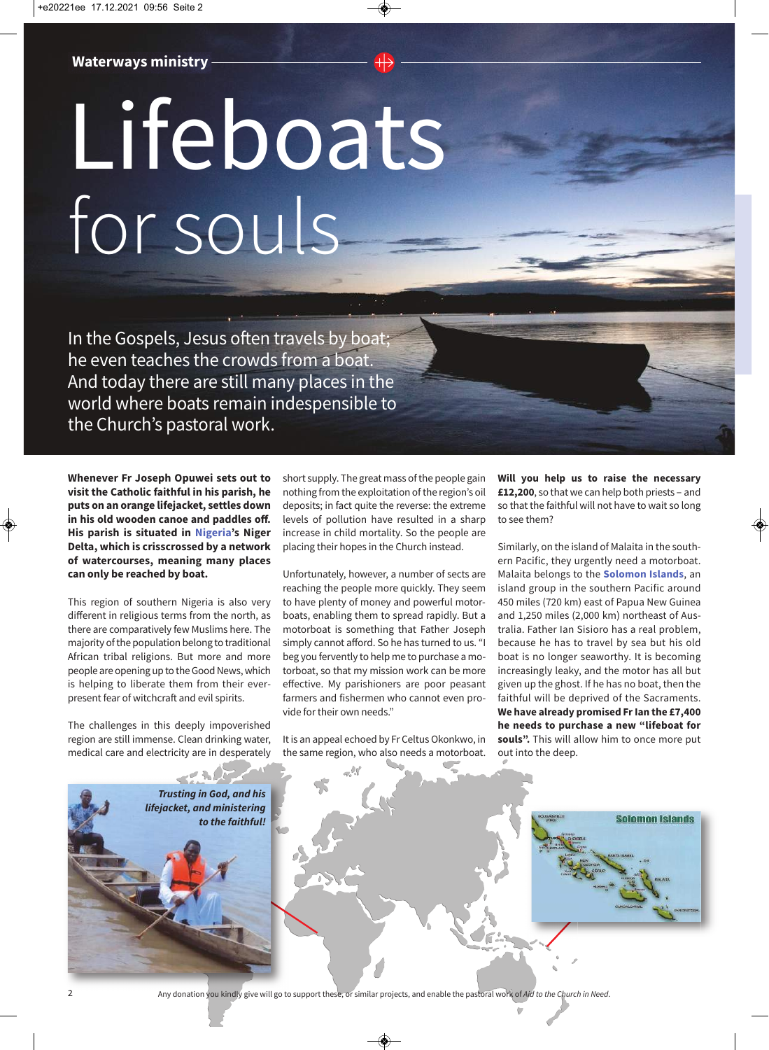Waterways ministry

# Lifeboats for souls

In the Gospels, Jesus often travels by boat; he even teaches the crowds from a boat. And today there are still many places in the world where boats remain indespensible to the Church's pastoral work.

**Whenever Fr Joseph Opuwei sets out to visit the Catholic faithful in his parish, he puts on an orange lifejacket, settles down in his old wooden canoe and paddles off. His parish is situated in Nigeria's Niger Delta, which is crisscrossed by a network of watercourses, meaning many places can only be reached by boat.**

This region of southern Nigeria is also very different in religious terms from the north, as there are comparatively few Muslims here. The majority of the population belong to traditional African tribal religions. But more and more people are opening up to the Good News, which is helping to liberate them from their ever-present fear of witchcraft and evil spirits.

The challenges in this deeply impoverished region are still immense. Clean drinking water, medical care and electricity are in desperately short supply. The great mass of the people gain nothing from the exploitation of the region's oil deposits; in fact quite the reverse: the extreme levels of pollution have resulted in a sharp increase in child mortality. So the people are placing their hopes in the Church instead.

Unfortunately, however, a number of sects are reaching the people more quickly. They seem to have plenty of money and powerful motorboats, enabling them to spread rapidly. But a motorboat is something that Father Joseph simply cannot afford. So he has turned to us. "I beg you fervently to help me to purchase a motorboat, so that my mission work can be more effective. My parishioners are poor peasant farmers and fishermen who cannot even provide for their own needs."

It is an appeal echoed by Fr Celtus Okonkwo, in the same region, who also needs a motorboat. **Will you help us to raise the necessary £12,200**, so that we can help both priests – and so that the faithful will not have to wait so long to see them?

Similarly, on the island of Malaita in the southern Pacific, they urgently need a motorboat. Malaita belongs to the **Solomon Islands**, an island group in the southern Pacific around 450 miles (720 km) east of Papua New Guinea and 1,250 miles (2,000 km) northeast of Australia. Father Ian Sisioro has a real problem, because he has to travel by sea but his old boat is no longer seaworthy. It is becoming increasingly leaky, and the motor has all but given up the ghost. If he has no boat, then the faithful will be deprived of the Sacraments. **We have already promised Fr Ian the £7,400 he needs to purchase a new "lifeboat for souls".** This will allow him to once more put out into the deep.

*Trusting in God, and his lifejacket, and ministering to the faithful!*

Solomon Islands

Any donation you kindly give will go to support these, or similar projects, and enable the pastoral work of *Aid to the Church in Need*.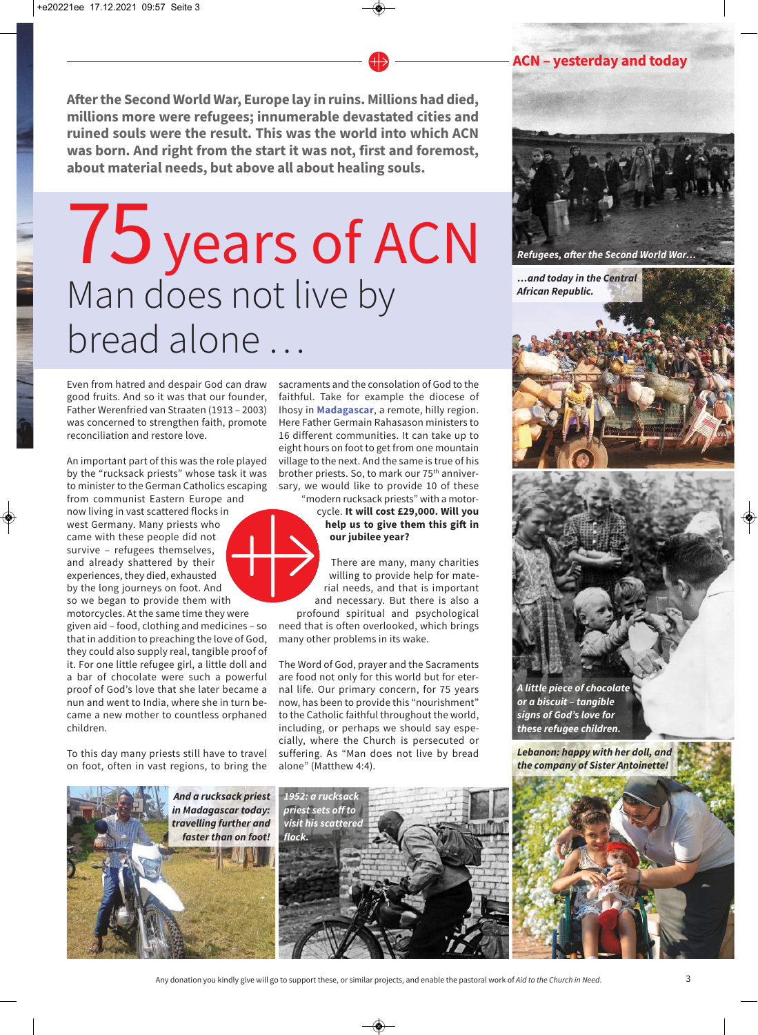**After the Second World War, Europe lay in ruins. Millions had died, millions more were refugees; innumerable devastated cities and ruined souls were the result. This was the world into which ACN was born. And right from the start it was not, first and foremost, about material needs, but above all about healing souls.**

# 75 years of ACN

## Man does not live by bread alone …

Even from hatred and despair God can draw good fruits. And so it was that our founder, Father Werenfried van Straaten (1913 – 2003) was concerned to strengthen faith, promote reconciliation and restore love.

An important part of this was the role played by the "rucksack priests" whose task it was to minister to the German Catholics escaping from communist Eastern Europe and now living in vast scattered flocks in west Germany. Many priests who came with these people did not survive – refugees themselves, and already shattered by their experiences, they died, exhausted by the long journeys on foot. And so we began to provide them with motorcycles. At the same time they were given aid – food, clothing and medicines – so that in addition to preaching the love of God, they could also supply real, tangible proof of it. For one little refugee girl, a little doll and a bar of chocolate were such a powerful proof of God's love that she later became a nun and went to India, where she in turn became a new mother to countless orphaned children.

To this day many priests still have to travel on foot, often in vast regions, to bring the sacraments and the consolation of God to the faithful. Take for example the diocese of Ihosy in **Madagascar**, a remote, hilly region. Here Father Germain Rahasason ministers to 16 different communities. It can take up to eight hours on foot to get from one mountain village to the next. And the same is true of his brother priests. So, to mark our 75th anniversary, we would like to provide 10 of these "modern rucksack priests" with a motorcycle. **It will cost £29,000. Will you help us to give them this gift in our jubilee year?**

There are many, many charities willing to provide help for material needs, and that is important and necessary. But there is also a profound spiritual and psychological need that is often overlooked, which brings many other problems in its wake.

The Word of God, prayer and the Sacraments are food not only for this world but for eternal life. Our primary concern, for 75 years now, has been to provide this "nourishment" to the Catholic faithful throughout the world, including, or perhaps we should say especially, where the Church is persecuted or suffering. As "Man does not live by bread alone" (Matthew 4:4).

*And a rucksack priest in Madagascar today: travelling further and faster than on foot!*

*1952: a rucksack priest sets off to visit his scattered flock.*

## ACN – yesterday and today

*Refugees, after the Second World War…*

*…and today in the Central African Republic.*

*A little piece of chocolate or a biscuit – tangible signs of God's love for these refugee children.*

*Lebanon: happy with her doll, and the company of Sister Antoinette!*

Any donation you kindly give will go to support these, or similar projects, and enable the pastoral work of *Aid to the Church in Need*.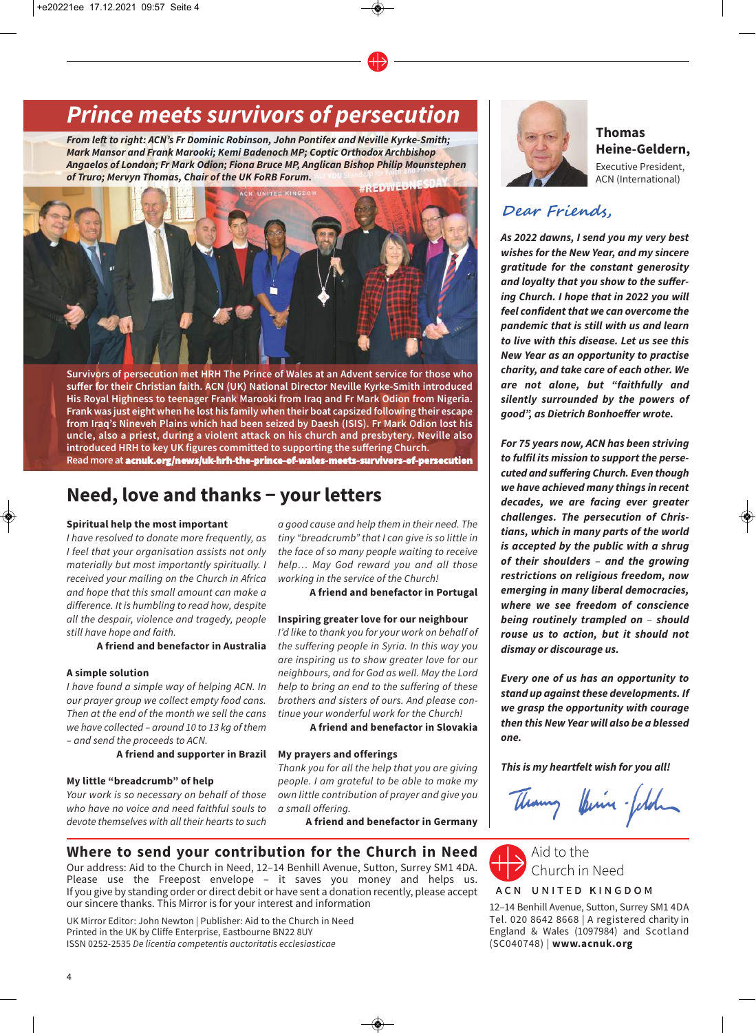# Prince meets survivors of persecution

*From left to right: ACN's Fr Dominic Robinson, John Pontifex and Neville Kyrke-Smith; Mark Mansor and Frank Marooki; Kemi Badenoch MP; Coptic Orthodox Archbishop Angaelos of London; Fr Mark Odion; Fiona Bruce MP, Anglican Bishop Philip Mounstephen of Truro; Mervyn Thomas, Chair of the UK FoRB Forum.*

Survivors of persecution met HRH The Prince of Wales at an Advent service for those who suffer for their Christian faith. ACN (UK) National Director Neville Kyrke-Smith introduced His Royal Highness to teenager Frank Marooki from Iraq and Fr Mark Odion from Nigeria. Frank was just eight when he lost his family when their boat capsized following their escape from Iraq's Nineveh Plains which had been seized by Daesh (ISIS). Fr Mark Odion lost his uncle, also a priest, during a violent attack on his church and presbytery. Neville also introduced HRH to key UK figures committed to supporting the suffering Church.
Read more at **acnuk.org/news/uk-hrh-the-prince-of-wales-meets-survivors-of-persecution**

## Need, love and thanks – your letters

**Spiritual help the most important**
*I have resolved to donate more frequently, as I feel that your organisation assists not only materially but most importantly spiritually. I received your mailing on the Church in Africa and hope that this small amount can make a difference. It is humbling to read how, despite all the despair, violence and tragedy, people still have hope and faith.*
**A friend and benefactor in Australia**

**A simple solution**
*I have found a simple way of helping ACN. In our prayer group we collect empty food cans. Then at the end of the month we sell the cans we have collected – around 10 to 13 kg of them – and send the proceeds to ACN.*
**A friend and supporter in Brazil**

**My little "breadcrumb" of help**
*Your work is so necessary on behalf of those who have no voice and need faithful souls to devote themselves with all their hearts to such a good cause and help them in their need. The tiny "breadcrumb" that I can give is so little in the face of so many people waiting to receive help… May God reward you and all those working in the service of the Church!*
**A friend and benefactor in Portugal**

**Inspiring greater love for our neighbour**
*I'd like to thank you for your work on behalf of the suffering people in Syria. In this way you are inspiring us to show greater love for our neighbours, and for God as well. May the Lord help to bring an end to the suffering of these brothers and sisters of ours. And please continue your wonderful work for the Church!*
**A friend and benefactor in Slovakia**

**My prayers and offerings**
*Thank you for all the help that you are giving people. I am grateful to be able to make my own little contribution of prayer and give you a small offering.*
**A friend and benefactor in Germany**

**Thomas Heine-Geldern,**
Executive President, ACN (International)

*Dear Friends,*

***As 2022 dawns, I send you my very best wishes for the New Year, and my sincere gratitude for the constant generosity and loyalty that you show to the suffering Church. I hope that in 2022 you will feel confident that we can overcome the pandemic that is still with us and learn to live with this disease. Let us see this New Year as an opportunity to practise charity, and take care of each other. We are not alone, but "faithfully and silently surrounded by the powers of good", as Dietrich Bonhoeffer wrote.***

***For 75 years now, ACN has been striving to fulfil its mission to support the persecuted and suffering Church. Even though we have achieved many things in recent decades, we are facing ever greater challenges. The persecution of Christians, which in many parts of the world is accepted by the public with a shrug of their shoulders – and the growing restrictions on religious freedom, now emerging in many liberal democracies, where we see freedom of conscience being routinely trampled on – should rouse us to action, but it should not dismay or discourage us.***

***Every one of us has an opportunity to stand up against these developments. If we grasp the opportunity with courage then this New Year will also be a blessed one.***

***This is my heartfelt wish for you all!***

## Where to send your contribution for the Church in Need

Our address: Aid to the Church in Need, 12–14 Benhill Avenue, Sutton, Surrey SM1 4DA. Please use the Freepost envelope – it saves you money and helps us. If you give by standing order or direct debit or have sent a donation recently, please accept our sincere thanks. This Mirror is for your interest and information

UK Mirror Editor: John Newton | Publisher: Aid to the Church in Need
Printed in the UK by Cliffe Enterprise, Eastbourne BN22 8UY
ISSN 0252-2535 *De licentia competentis auctoritatis ecclesiasticae*

Aid to the Church in Need
ACN UNITED KINGDOM
12–14 Benhill Avenue, Sutton, Surrey SM1 4DA
Tel. 020 8642 8668 | A registered charity in England & Wales (1097984) and Scotland (SC040748) | **www.acnuk.org**